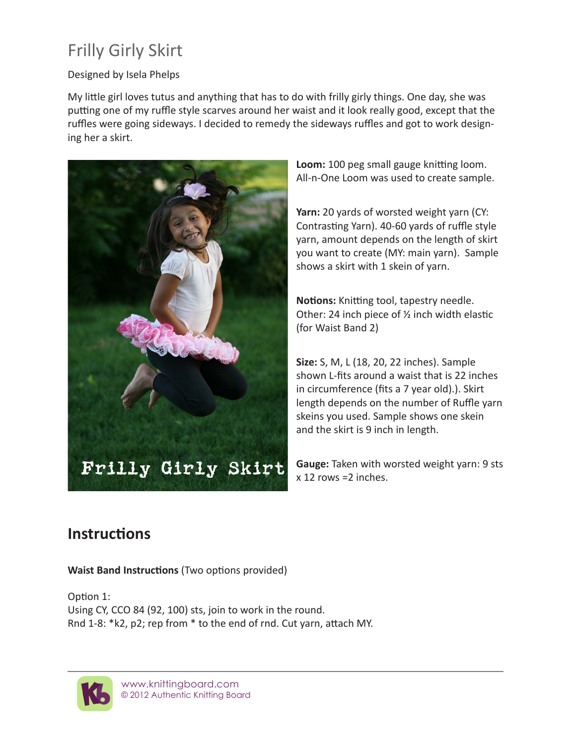# Frilly Girly Skirt

Designed by Isela Phelps

My little girl loves tutus and anything that has to do with frilly girly things. One day, she was putting one of my ruffle style scarves around her waist and it look really good, except that the ruffles were going sideways. I decided to remedy the sideways ruffles and got to work designing her a skirt.

**Loom:** 100 peg small gauge knitting loom. All-n-One Loom was used to create sample.

**Yarn:** 20 yards of worsted weight yarn (CY: Contrasting Yarn). 40-60 yards of ruffle style yarn, amount depends on the length of skirt you want to create (MY: main yarn). Sample shows a skirt with 1 skein of yarn.

**Notions:** Knitting tool, tapestry needle. Other: 24 inch piece of ½ inch width elastic (for Waist Band 2)

**Size:** S, M, L (18, 20, 22 inches). Sample shown L-fits around a waist that is 22 inches in circumference (fits a 7 year old).). Skirt length depends on the number of Ruffle yarn skeins you used. Sample shows one skein and the skirt is 9 inch in length.

**Gauge:** Taken with worsted weight yarn: 9 sts x 12 rows =2 inches.

## Instructions

**Waist Band Instructions** (Two options provided)

Option 1:
Using CY, CCO 84 (92, 100) sts, join to work in the round.
Rnd 1-8: *k2, p2; rep from * to the end of rnd. Cut yarn, attach MY.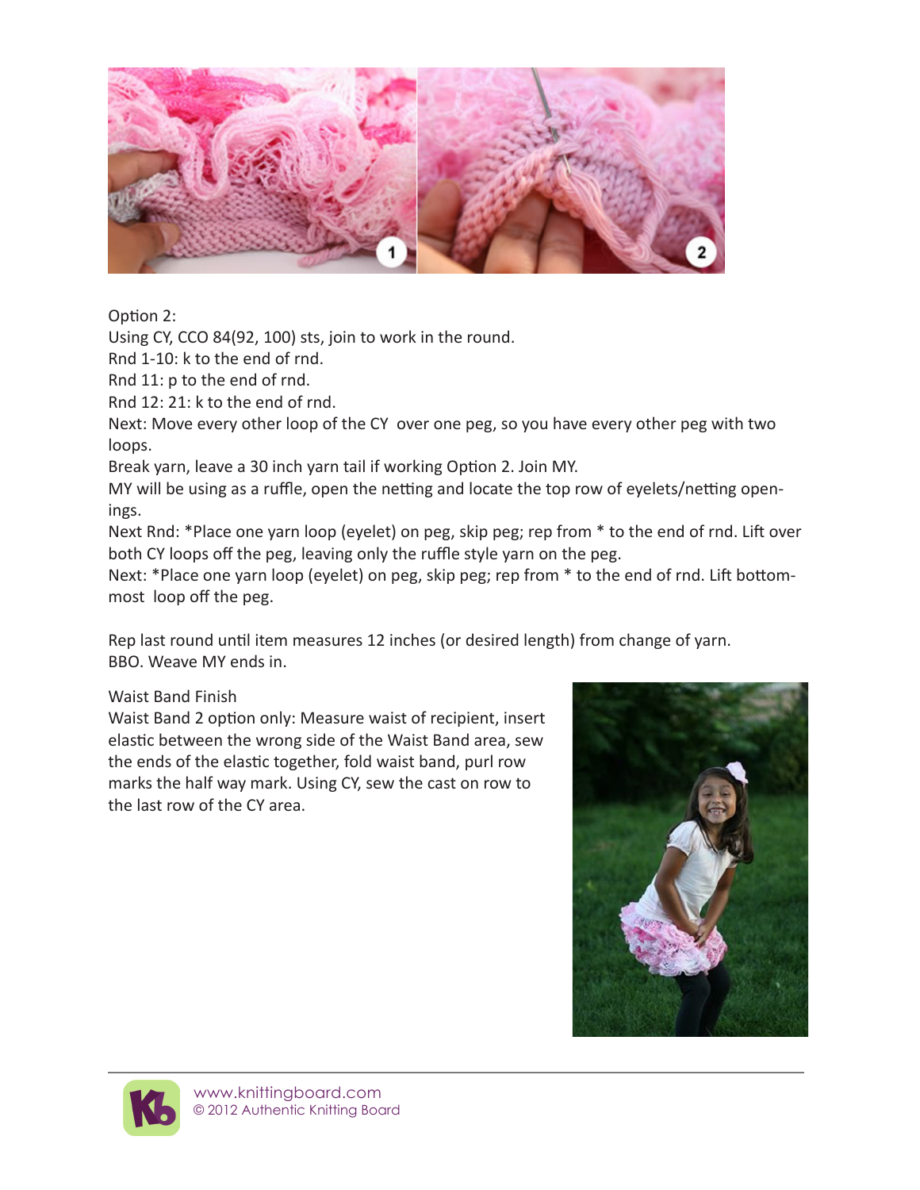Option 2:

Using CY, CCO 84(92, 100) sts, join to work in the round.

Rnd 1-10: k to the end of rnd.

Rnd 11: p to the end of rnd.

Rnd 12: 21: k to the end of rnd.

Next: Move every other loop of the CY over one peg, so you have every other peg with two loops.

Break yarn, leave a 30 inch yarn tail if working Option 2. Join MY.

MY will be using as a ruffle, open the netting and locate the top row of eyelets/netting openings.

Next Rnd: *Place one yarn loop (eyelet) on peg, skip peg; rep from * to the end of rnd. Lift over both CY loops off the peg, leaving only the ruffle style yarn on the peg.

Next: *Place one yarn loop (eyelet) on peg, skip peg; rep from * to the end of rnd. Lift bottom-most loop off the peg.

Rep last round until item measures 12 inches (or desired length) from change of yarn.

BBO. Weave MY ends in.

Waist Band Finish

Waist Band 2 option only: Measure waist of recipient, insert elastic between the wrong side of the Waist Band area, sew the ends of the elastic together, fold waist band, purl row marks the half way mark. Using CY, sew the cast on row to the last row of the CY area.

www.knittingboard.com
© 2012 Authentic Knitting Board